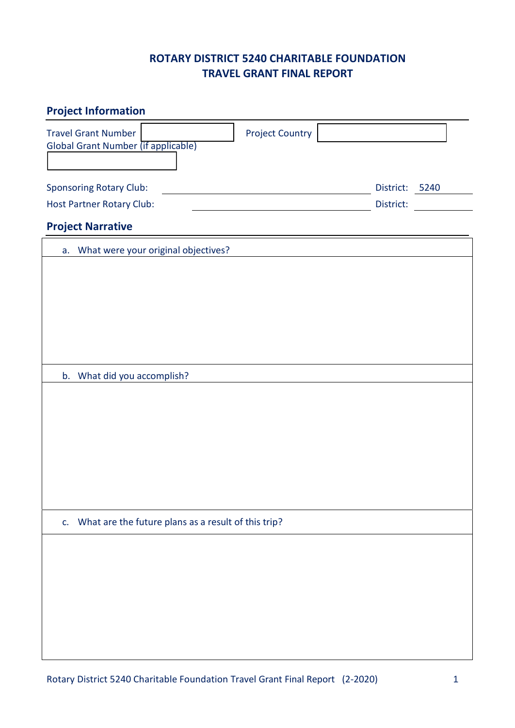# ROTARY DISTRICT 5240 CHARITABLE FOUNDATION
# TRAVEL GRANT FINAL REPORT

## Project Information

Travel Grant Number | | Project Country | |

Global Grant Number (if applicable)

Sponsoring Rotary Club: ______________________ District: 5240

Host Partner Rotary Club: ______________________ District: ________

## Project Narrative

a. What were your original objectives?

b. What did you accomplish?

c. What are the future plans as a result of this trip?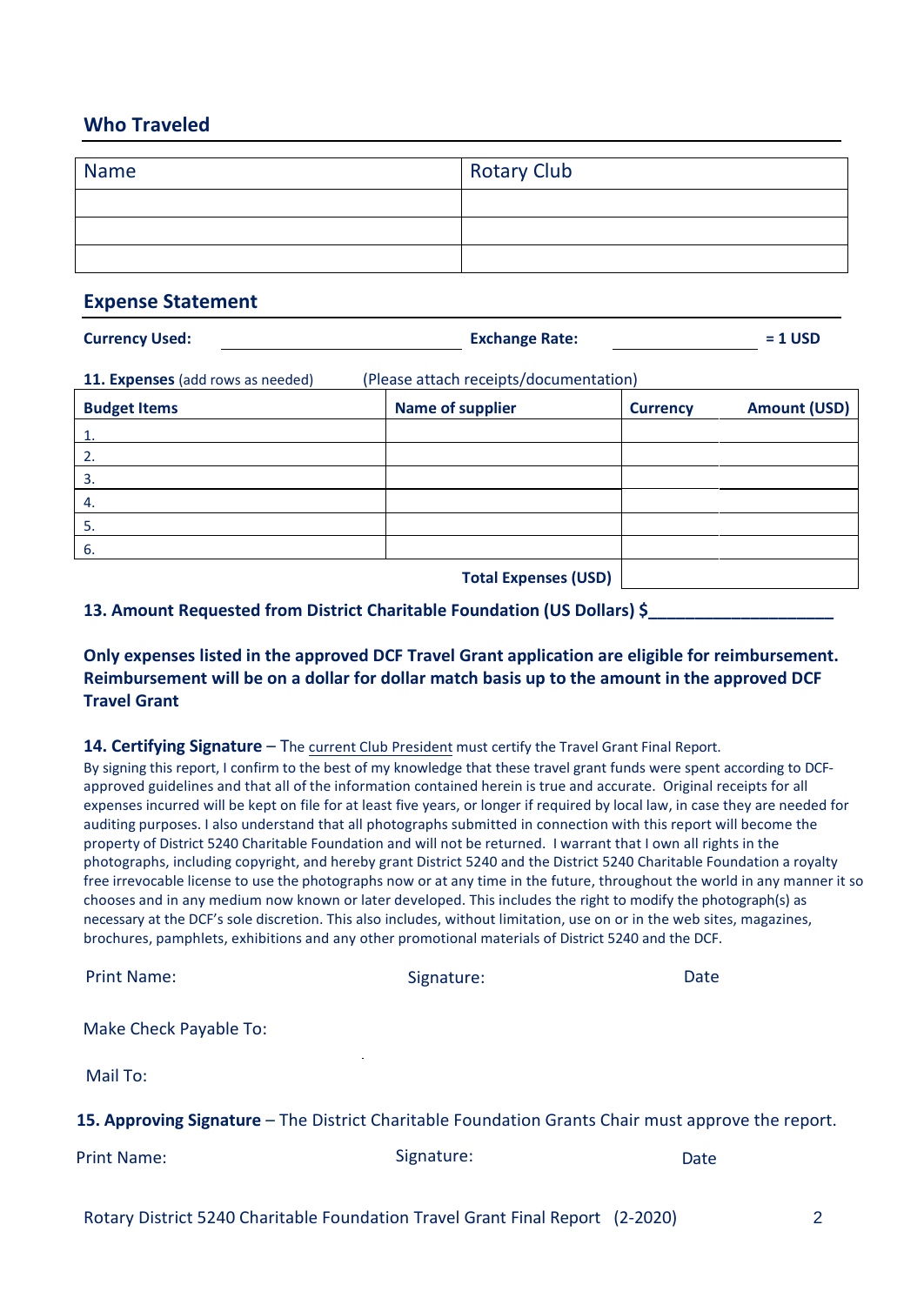## Who Traveled

| Name | Rotary Club |
|---|---|
| | |
| | |
| | |

## Expense Statement

**Currency Used:** \_\_\_\_\_\_\_\_\_\_\_\_\_\_\_\_\_\_\_\_ **Exchange Rate:** \_\_\_\_\_\_\_\_\_\_\_\_ **= 1 USD**

**11. Expenses** (add rows as needed) (Please attach receipts/documentation)

| **Budget Items** | **Name of supplier** | **Currency** | **Amount (USD)** |
|---|---|---|---|
| 1. | | | |
| 2. | | | |
| 3. | | | |
| 4. | | | |
| 5. | | | |
| 6. | | | |
| | **Total Expenses (USD)** | | |

**13. Amount Requested from District Charitable Foundation (US Dollars) $\_\_\_\_\_\_\_\_\_\_\_\_\_\_\_\_\_\_\_\_**

**Only expenses listed in the approved DCF Travel Grant application are eligible for reimbursement. Reimbursement will be on a dollar for dollar match basis up to the amount in the approved DCF Travel Grant**

**14. Certifying Signature** – The current Club President must certify the Travel Grant Final Report.

By signing this report, I confirm to the best of my knowledge that these travel grant funds were spent according to DCF-approved guidelines and that all of the information contained herein is true and accurate. Original receipts for all expenses incurred will be kept on file for at least five years, or longer if required by local law, in case they are needed for auditing purposes. I also understand that all photographs submitted in connection with this report will become the property of District 5240 Charitable Foundation and will not be returned. I warrant that I own all rights in the photographs, including copyright, and hereby grant District 5240 and the District 5240 Charitable Foundation a royalty free irrevocable license to use the photographs now or at any time in the future, throughout the world in any manner it so chooses and in any medium now known or later developed. This includes the right to modify the photograph(s) as necessary at the DCF's sole discretion. This also includes, without limitation, use on or in the web sites, magazines, brochures, pamphlets, exhibitions and any other promotional materials of District 5240 and the DCF.

Print Name: Signature: Date

Make Check Payable To:

Mail To:

**15. Approving Signature** – The District Charitable Foundation Grants Chair must approve the report.

Print Name: Signature: Date

Rotary District 5240 Charitable Foundation Travel Grant Final Report (2-2020)